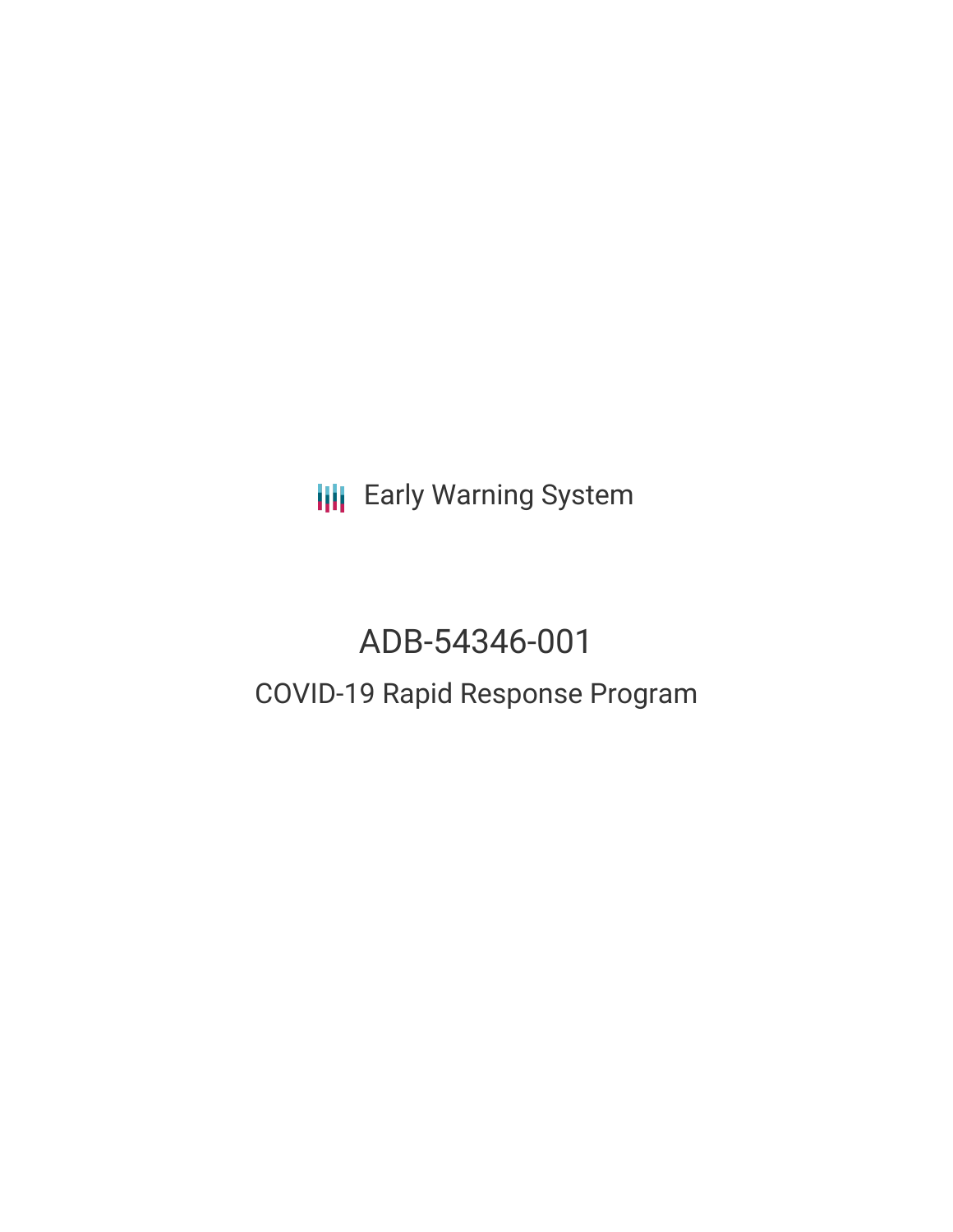Early Warning System

# ADB-54346-001

## COVID-19 Rapid Response Program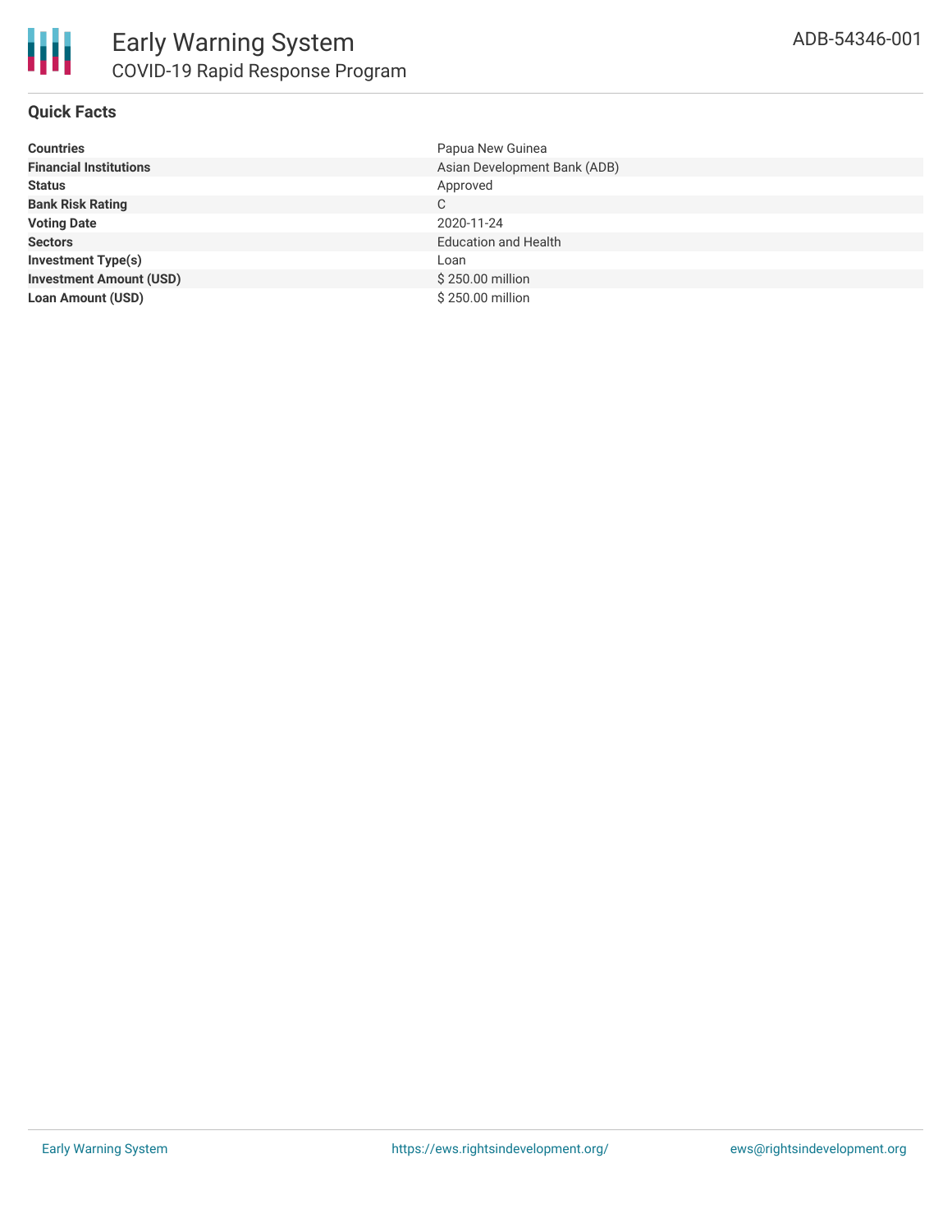# Early Warning System

## COVID-19 Rapid Response Program

ADB-54346-001

### Quick Facts

| | |
|---|---|
| **Countries** | Papua New Guinea |
| **Financial Institutions** | Asian Development Bank (ADB) |
| **Status** | Approved |
| **Bank Risk Rating** | C |
| **Voting Date** | 2020-11-24 |
| **Sectors** | Education and Health |
| **Investment Type(s)** | Loan |
| **Investment Amount (USD)** | $ 250.00 million |
| **Loan Amount (USD)** | $ 250.00 million |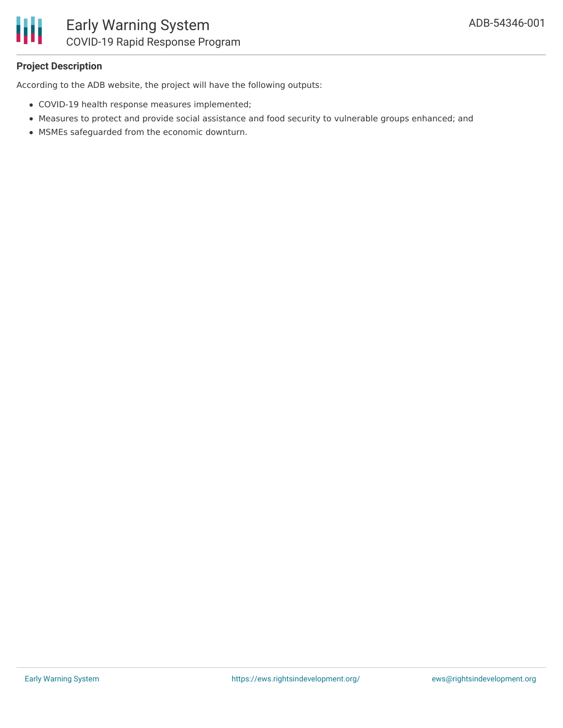**Project Description**

According to the ADB website, the project will have the following outputs:

- COVID-19 health response measures implemented;
- Measures to protect and provide social assistance and food security to vulnerable groups enhanced; and
- MSMEs safeguarded from the economic downturn.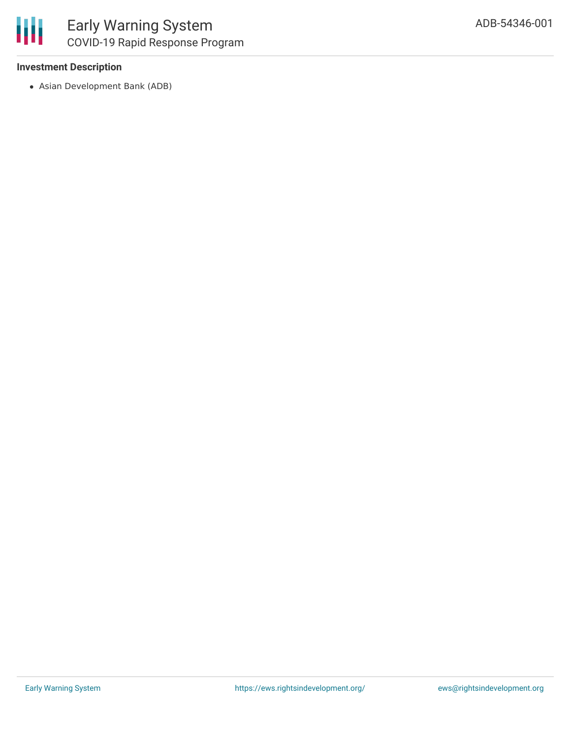**Investment Description**

- Asian Development Bank (ADB)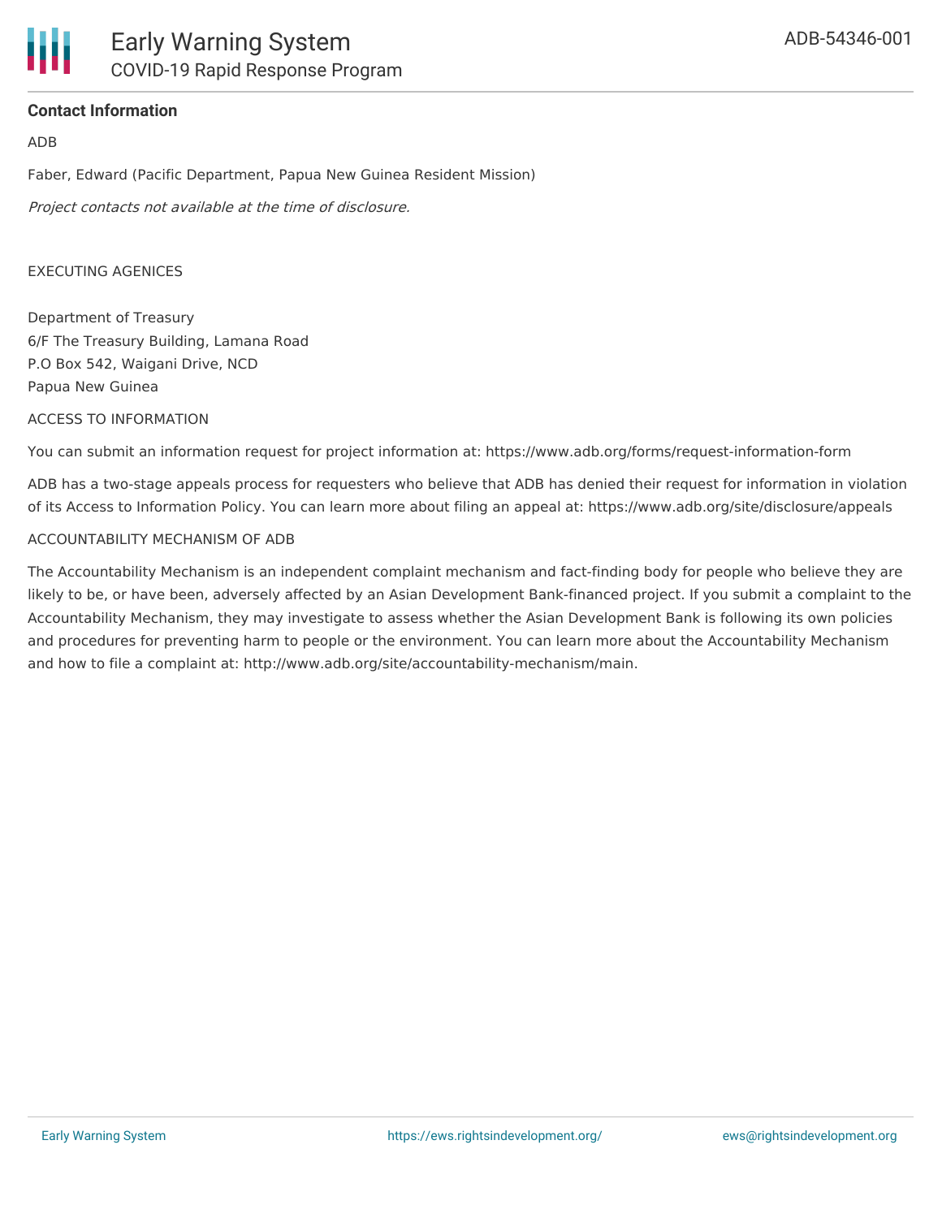**Contact Information**

ADB

Faber, Edward (Pacific Department, Papua New Guinea Resident Mission)

*Project contacts not available at the time of disclosure.*

EXECUTING AGENICES

Department of Treasury
6/F The Treasury Building, Lamana Road
P.O Box 542, Waigani Drive, NCD
Papua New Guinea

ACCESS TO INFORMATION

You can submit an information request for project information at: https://www.adb.org/forms/request-information-form

ADB has a two-stage appeals process for requesters who believe that ADB has denied their request for information in violation of its Access to Information Policy. You can learn more about filing an appeal at: https://www.adb.org/site/disclosure/appeals

ACCOUNTABILITY MECHANISM OF ADB

The Accountability Mechanism is an independent complaint mechanism and fact-finding body for people who believe they are likely to be, or have been, adversely affected by an Asian Development Bank-financed project. If you submit a complaint to the Accountability Mechanism, they may investigate to assess whether the Asian Development Bank is following its own policies and procedures for preventing harm to people or the environment. You can learn more about the Accountability Mechanism and how to file a complaint at: http://www.adb.org/site/accountability-mechanism/main.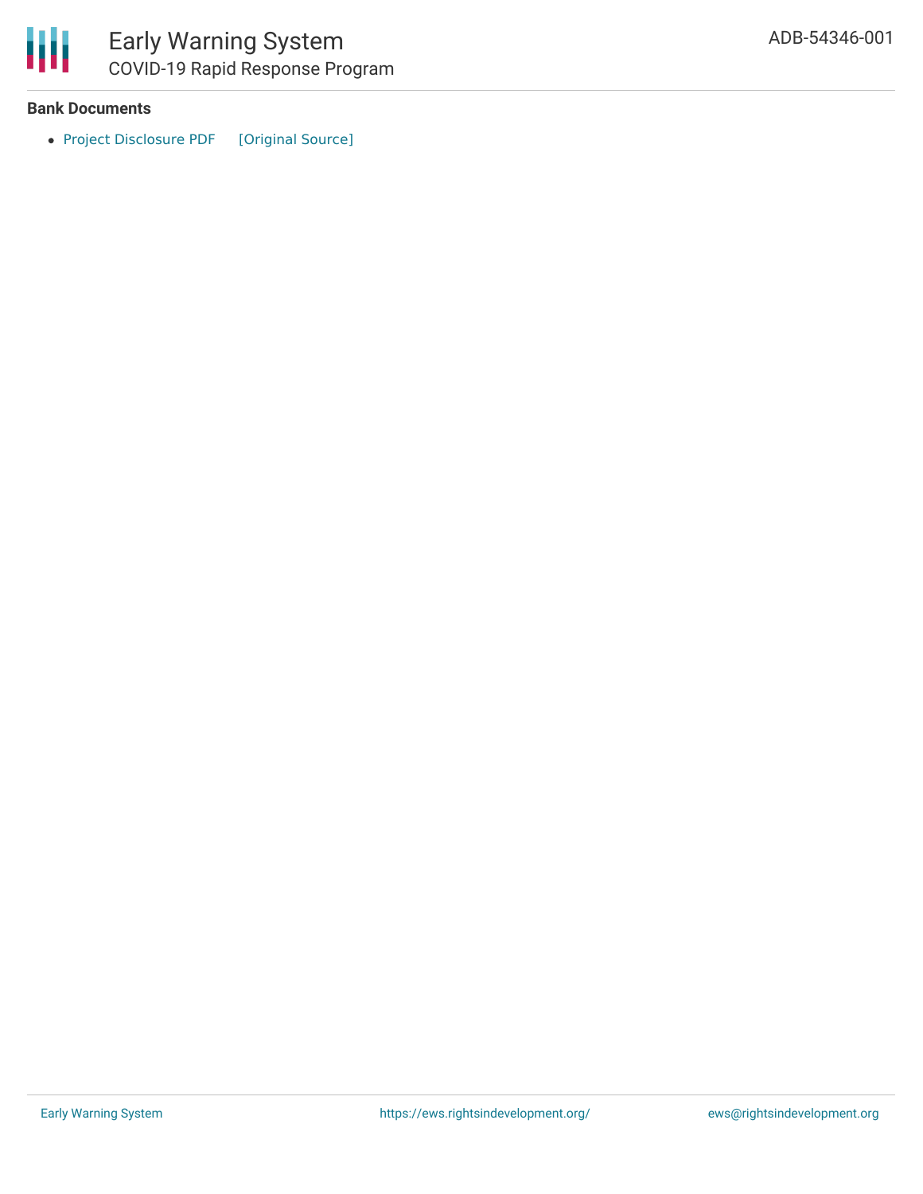**Bank Documents**

- Project Disclosure PDF [Original Source]